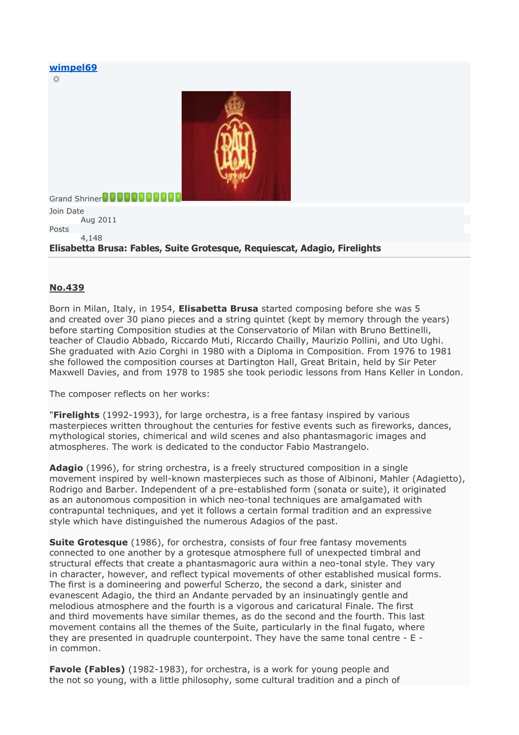**wimpel69**

Grand Shriner

Join Date
Aug 2011

Posts
4,148

**Elisabetta Brusa: Fables, Suite Grotesque, Requiescat, Adagio, Firelights**

**No.439**

Born in Milan, Italy, in 1954, **Elisabetta Brusa** started composing before she was 5 and created over 30 piano pieces and a string quintet (kept by memory through the years) before starting Composition studies at the Conservatorio of Milan with Bruno Bettinelli, teacher of Claudio Abbado, Riccardo Muti, Riccardo Chailly, Maurizio Pollini, and Uto Ughi. She graduated with Azio Corghi in 1980 with a Diploma in Composition. From 1976 to 1981 she followed the composition courses at Dartington Hall, Great Britain, held by Sir Peter Maxwell Davies, and from 1978 to 1985 she took periodic lessons from Hans Keller in London.

The composer reflects on her works:

"**Firelights** (1992-1993), for large orchestra, is a free fantasy inspired by various masterpieces written throughout the centuries for festive events such as fireworks, dances, mythological stories, chimerical and wild scenes and also phantasmagoric images and atmospheres. The work is dedicated to the conductor Fabio Mastrangelo.

**Adagio** (1996), for string orchestra, is a freely structured composition in a single movement inspired by well-known masterpieces such as those of Albinoni, Mahler (Adagietto), Rodrigo and Barber. Independent of a pre-established form (sonata or suite), it originated as an autonomous composition in which neo-tonal techniques are amalgamated with contrapuntal techniques, and yet it follows a certain formal tradition and an expressive style which have distinguished the numerous Adagios of the past.

**Suite Grotesque** (1986), for orchestra, consists of four free fantasy movements connected to one another by a grotesque atmosphere full of unexpected timbral and structural effects that create a phantasmagoric aura within a neo-tonal style. They vary in character, however, and reflect typical movements of other established musical forms. The first is a domineering and powerful Scherzo, the second a dark, sinister and evanescent Adagio, the third an Andante pervaded by an insinuatingly gentle and melodious atmosphere and the fourth is a vigorous and caricatural Finale. The first and third movements have similar themes, as do the second and the fourth. This last movement contains all the themes of the Suite, particularly in the final fugato, where they are presented in quadruple counterpoint. They have the same tonal centre - E - in common.

**Favole (Fables)** (1982-1983), for orchestra, is a work for young people and the not so young, with a little philosophy, some cultural tradition and a pinch of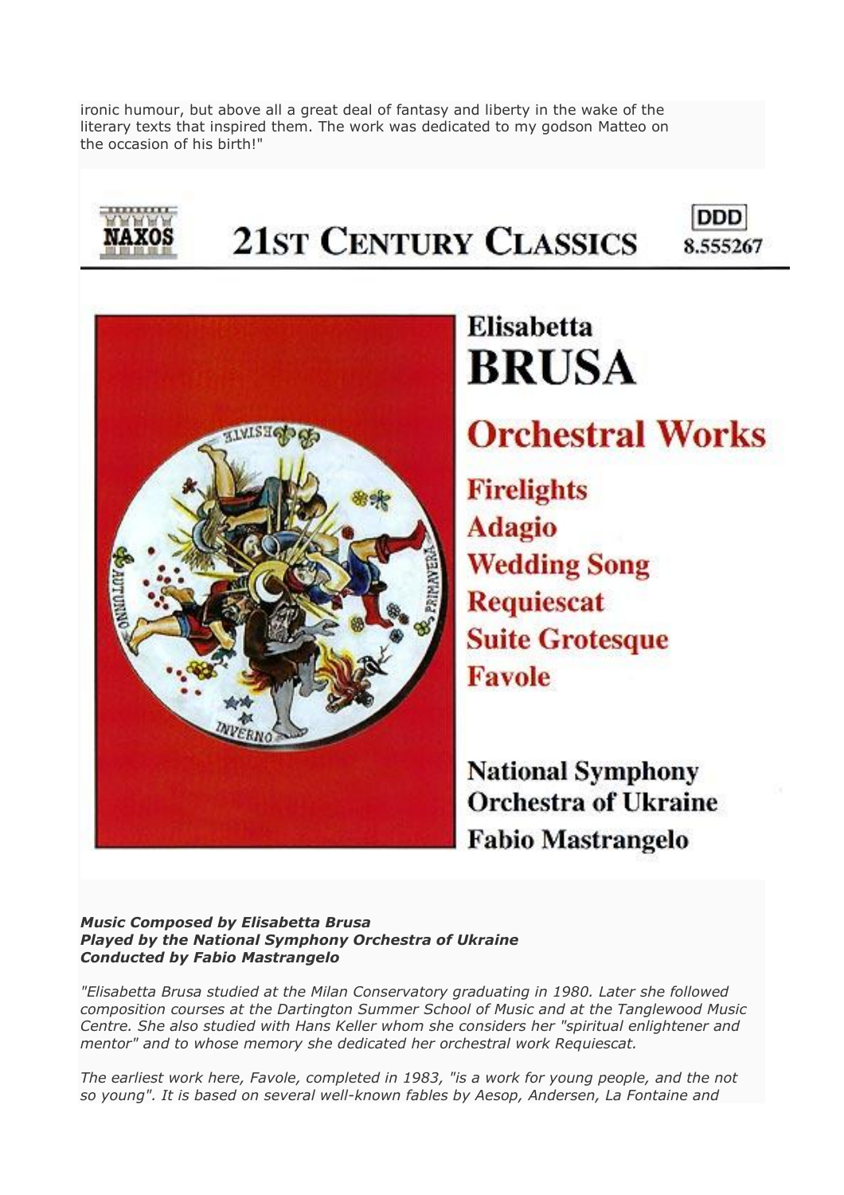ironic humour, but above all a great deal of fantasy and liberty in the wake of the literary texts that inspired them. The work was dedicated to my godson Matteo on the occasion of his birth!"

NAXOS **21ST CENTURY CLASSICS** DDD 8.555267

**Elisabetta BRUSA**

**Orchestral Works**

**Firelights**
**Adagio**
**Wedding Song**
**Requiescat**
**Suite Grotesque**
**Favole**

**National Symphony Orchestra of Ukraine**
**Fabio Mastrangelo**

***Music Composed by Elisabetta Brusa***
***Played by the National Symphony Orchestra of Ukraine***
***Conducted by Fabio Mastrangelo***

*"Elisabetta Brusa studied at the Milan Conservatory graduating in 1980. Later she followed composition courses at the Dartington Summer School of Music and at the Tanglewood Music Centre. She also studied with Hans Keller whom she considers her "spiritual enlightener and mentor" and to whose memory she dedicated her orchestral work Requiescat.*

*The earliest work here, Favole, completed in 1983, "is a work for young people, and the not so young". It is based on several well-known fables by Aesop, Andersen, La Fontaine and*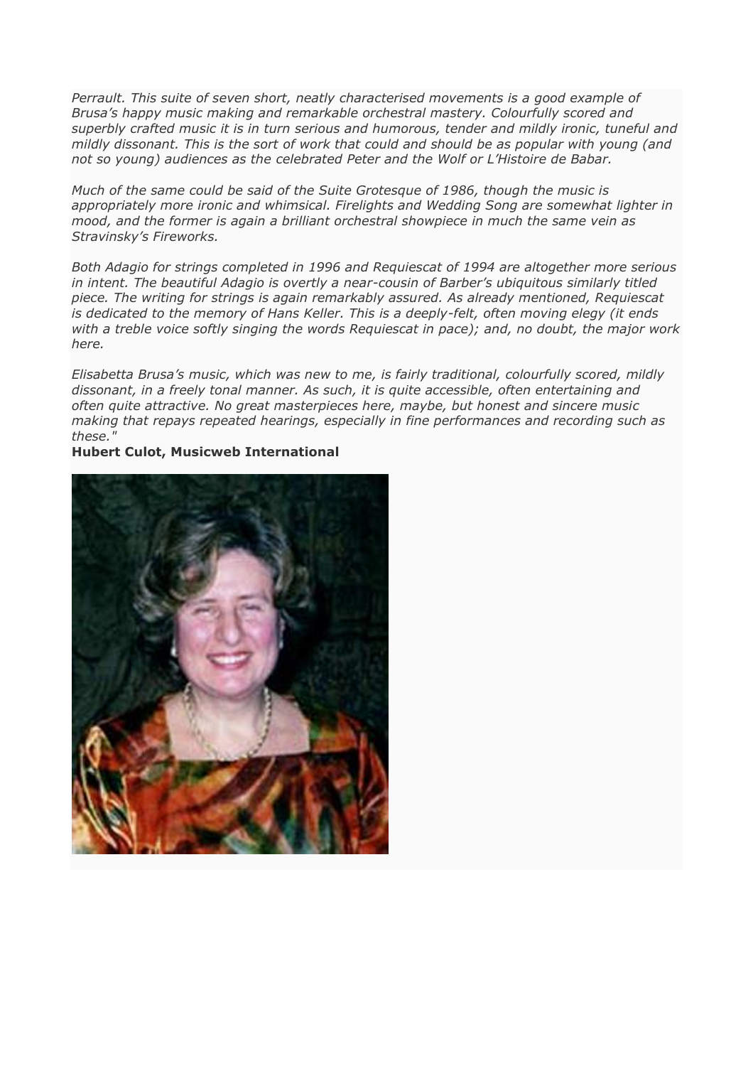*Perrault. This suite of seven short, neatly characterised movements is a good example of Brusa's happy music making and remarkable orchestral mastery. Colourfully scored and superbly crafted music it is in turn serious and humorous, tender and mildly ironic, tuneful and mildly dissonant. This is the sort of work that could and should be as popular with young (and not so young) audiences as the celebrated Peter and the Wolf or L'Histoire de Babar.*

*Much of the same could be said of the Suite Grotesque of 1986, though the music is appropriately more ironic and whimsical. Firelights and Wedding Song are somewhat lighter in mood, and the former is again a brilliant orchestral showpiece in much the same vein as Stravinsky's Fireworks.*

*Both Adagio for strings completed in 1996 and Requiescat of 1994 are altogether more serious in intent. The beautiful Adagio is overtly a near-cousin of Barber's ubiquitous similarly titled piece. The writing for strings is again remarkably assured. As already mentioned, Requiescat is dedicated to the memory of Hans Keller. This is a deeply-felt, often moving elegy (it ends with a treble voice softly singing the words Requiescat in pace); and, no doubt, the major work here.*

*Elisabetta Brusa's music, which was new to me, is fairly traditional, colourfully scored, mildly dissonant, in a freely tonal manner. As such, it is quite accessible, often entertaining and often quite attractive. No great masterpieces here, maybe, but honest and sincere music making that repays repeated hearings, especially in fine performances and recording such as these."*

**Hubert Culot, Musicweb International**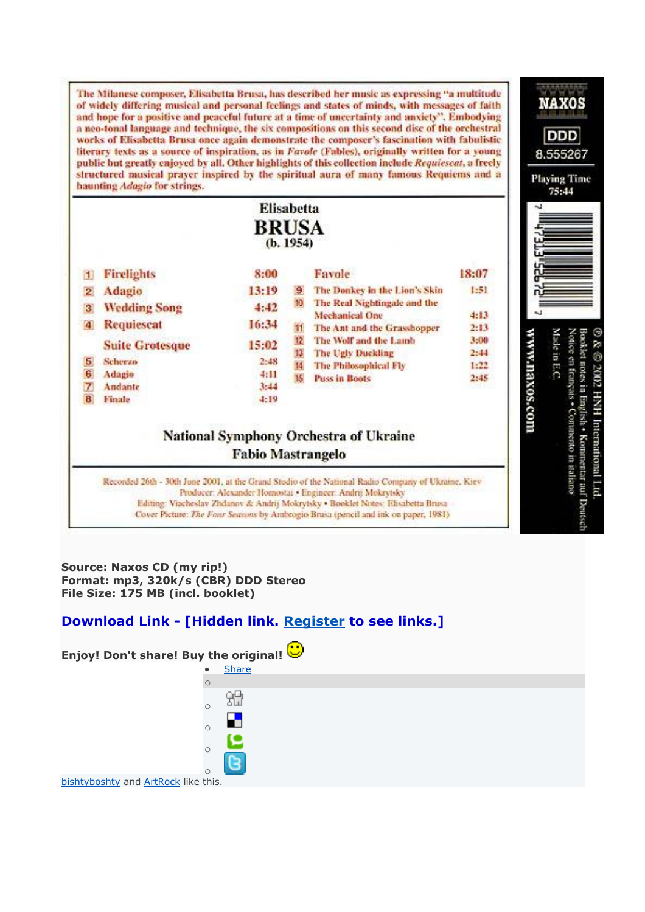The Milanese composer, Elisabetta Brusa, has described her music as expressing "a multitude of widely differing musical and personal feelings and states of minds, with messages of faith and hope for a positive and peaceful future at a time of uncertainty and anxiety". Embodying a neo-tonal language and technique, the six compositions on this second disc of the orchestral works of Elisabetta Brusa once again demonstrate the composer's fascination with fabulistic literary texts as a source of inspiration, as in *Favole* (Fables), originally written for a young public but greatly enjoyed by all. Other highlights of this collection include *Requiescat*, a freely structured musical prayer inspired by the spiritual aura of many famous Requiems and a haunting *Adagio* for strings.

## Elisabetta
# BRUSA
(b. 1954)

| | | |
|---|---|---|
| 1 | Firelights | 8:00 |
| 2 | Adagio | 13:19 |
| 3 | Wedding Song | 4:42 |
| 4 | Requiescat | 16:34 |
| | Suite Grotesque | 15:02 |
| 5 | Scherzo | 2:48 |
| 6 | Adagio | 4:11 |
| 7 | Andante | 3:44 |
| 8 | Finale | 4:19 |
| | Favole | 18:07 |
| 9 | The Donkey in the Lion's Skin | 1:51 |
| 10 | The Real Nightingale and the Mechanical One | 4:13 |
| 11 | The Ant and the Grasshopper | 2:13 |
| 12 | The Wolf and the Lamb | 3:00 |
| 13 | The Ugly Duckling | 2:44 |
| 14 | The Philosophical Fly | 1:22 |
| 15 | Puss in Boots | 2:45 |

**National Symphony Orchestra of Ukraine**
**Fabio Mastrangelo**

Recorded 26th - 30th June 2001, at the Grand Studio of the National Radio Company of Ukraine, Kiev
Producer: Alexander Hornostai • Engineer: Andrij Mokrytsky
Editing: Viacheslav Zhdanov & Andrij Mokrytsky • Booklet Notes: Elisabetta Brusa
Cover Picture: *The Four Seasons* by Ambrogio Brusa (pencil and ink on paper, 1981)

NAXOS
DDD
8.555267
Playing Time
75:44

7 47313 52672 7

www.naxos.com

Ⓟ & © 2002 HNH International Ltd.
Booklet notes in English • Kommentar auf Deutsch
Notice en français • Commento in italiano
Made in E.C.

**Source: Naxos CD (my rip!)**
**Format: mp3, 320k/s (CBR) DDD Stereo**
**File Size: 175 MB (incl. booklet)**

## Download Link - [Hidden link. Register to see links.]

**Enjoy! Don't share! Buy the original!**

- Share

bishtyboshty and ArtRock like this.